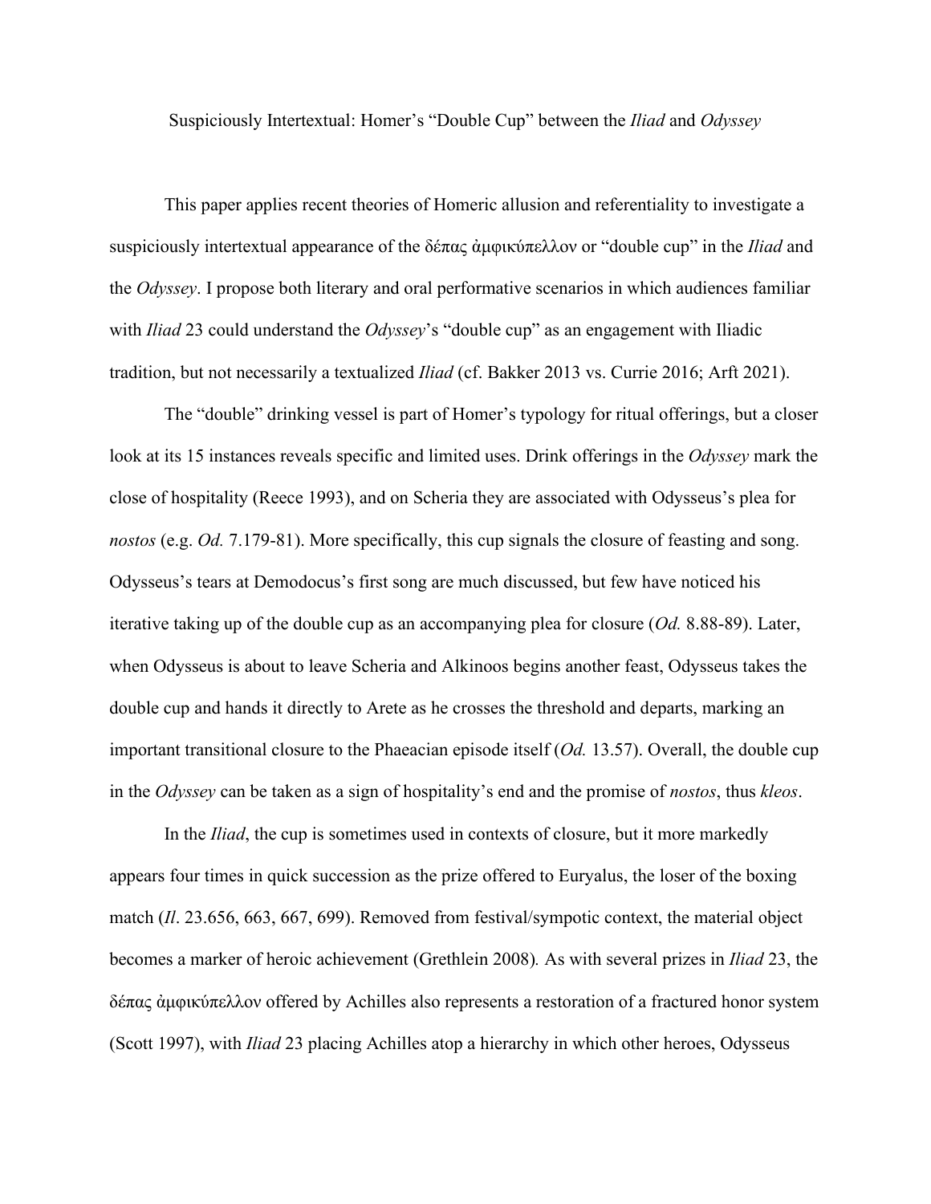# Suspiciously Intertextual: Homer's "Double Cup" between the *Iliad* and *Odyssey*

This paper applies recent theories of Homeric allusion and referentiality to investigate a suspiciously intertextual appearance of the δέπας ἀμφικύπελλον or "double cup" in the *Iliad* and the *Odyssey*. I propose both literary and oral performative scenarios in which audiences familiar with *Iliad* 23 could understand the *Odyssey*'s "double cup" as an engagement with Iliadic tradition, but not necessarily a textualized *Iliad* (cf. Bakker 2013 vs. Currie 2016; Arft 2021).

The "double" drinking vessel is part of Homer's typology for ritual offerings, but a closer look at its 15 instances reveals specific and limited uses. Drink offerings in the *Odyssey* mark the close of hospitality (Reece 1993), and on Scheria they are associated with Odysseus's plea for *nostos* (e.g. *Od.* 7.179-81). More specifically, this cup signals the closure of feasting and song. Odysseus's tears at Demodocus's first song are much discussed, but few have noticed his iterative taking up of the double cup as an accompanying plea for closure (*Od.* 8.88-89). Later, when Odysseus is about to leave Scheria and Alkinoos begins another feast, Odysseus takes the double cup and hands it directly to Arete as he crosses the threshold and departs, marking an important transitional closure to the Phaeacian episode itself (*Od.* 13.57). Overall, the double cup in the *Odyssey* can be taken as a sign of hospitality's end and the promise of *nostos*, thus *kleos*.

In the *Iliad*, the cup is sometimes used in contexts of closure, but it more markedly appears four times in quick succession as the prize offered to Euryalus, the loser of the boxing match (*Il*. 23.656, 663, 667, 699). Removed from festival/sympotic context, the material object becomes a marker of heroic achievement (Grethlein 2008). As with several prizes in *Iliad* 23, the δέπας ἀμφικύπελλον offered by Achilles also represents a restoration of a fractured honor system (Scott 1997), with *Iliad* 23 placing Achilles atop a hierarchy in which other heroes, Odysseus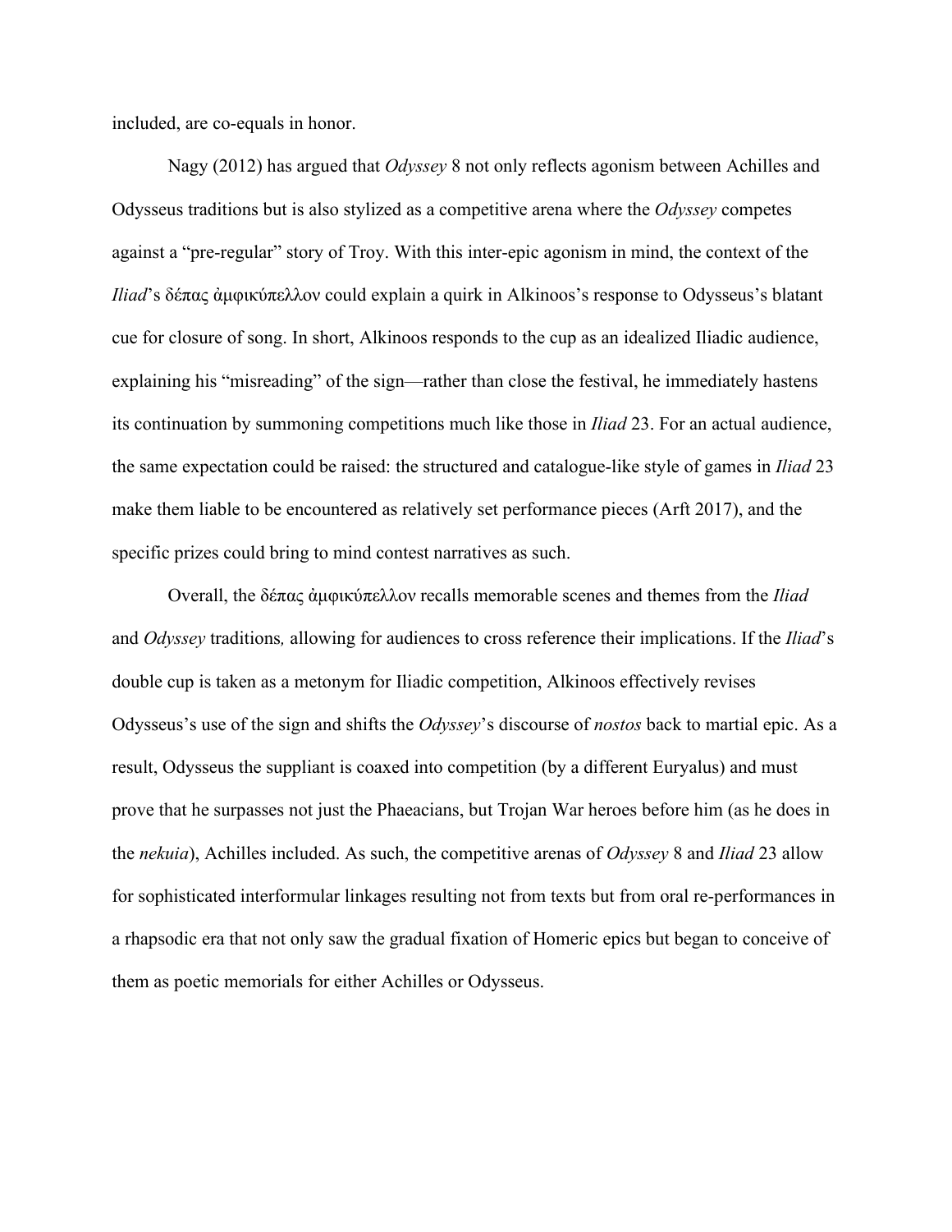included, are co-equals in honor.

Nagy (2012) has argued that *Odyssey* 8 not only reflects agonism between Achilles and Odysseus traditions but is also stylized as a competitive arena where the *Odyssey* competes against a "pre-regular" story of Troy. With this inter-epic agonism in mind, the context of the *Iliad*'s δέπας ἀμφικύπελλον could explain a quirk in Alkinoos's response to Odysseus's blatant cue for closure of song. In short, Alkinoos responds to the cup as an idealized Iliadic audience, explaining his "misreading" of the sign—rather than close the festival, he immediately hastens its continuation by summoning competitions much like those in *Iliad* 23. For an actual audience, the same expectation could be raised: the structured and catalogue-like style of games in *Iliad* 23 make them liable to be encountered as relatively set performance pieces (Arft 2017), and the specific prizes could bring to mind contest narratives as such.

Overall, the δέπας ἀμφικύπελλον recalls memorable scenes and themes from the *Iliad* and *Odyssey* traditions*,* allowing for audiences to cross reference their implications. If the *Iliad*'s double cup is taken as a metonym for Iliadic competition, Alkinoos effectively revises Odysseus's use of the sign and shifts the *Odyssey*'s discourse of *nostos* back to martial epic. As a result, Odysseus the suppliant is coaxed into competition (by a different Euryalus) and must prove that he surpasses not just the Phaeacians, but Trojan War heroes before him (as he does in the *nekuia*), Achilles included. As such, the competitive arenas of *Odyssey* 8 and *Iliad* 23 allow for sophisticated interformular linkages resulting not from texts but from oral re-performances in a rhapsodic era that not only saw the gradual fixation of Homeric epics but began to conceive of them as poetic memorials for either Achilles or Odysseus.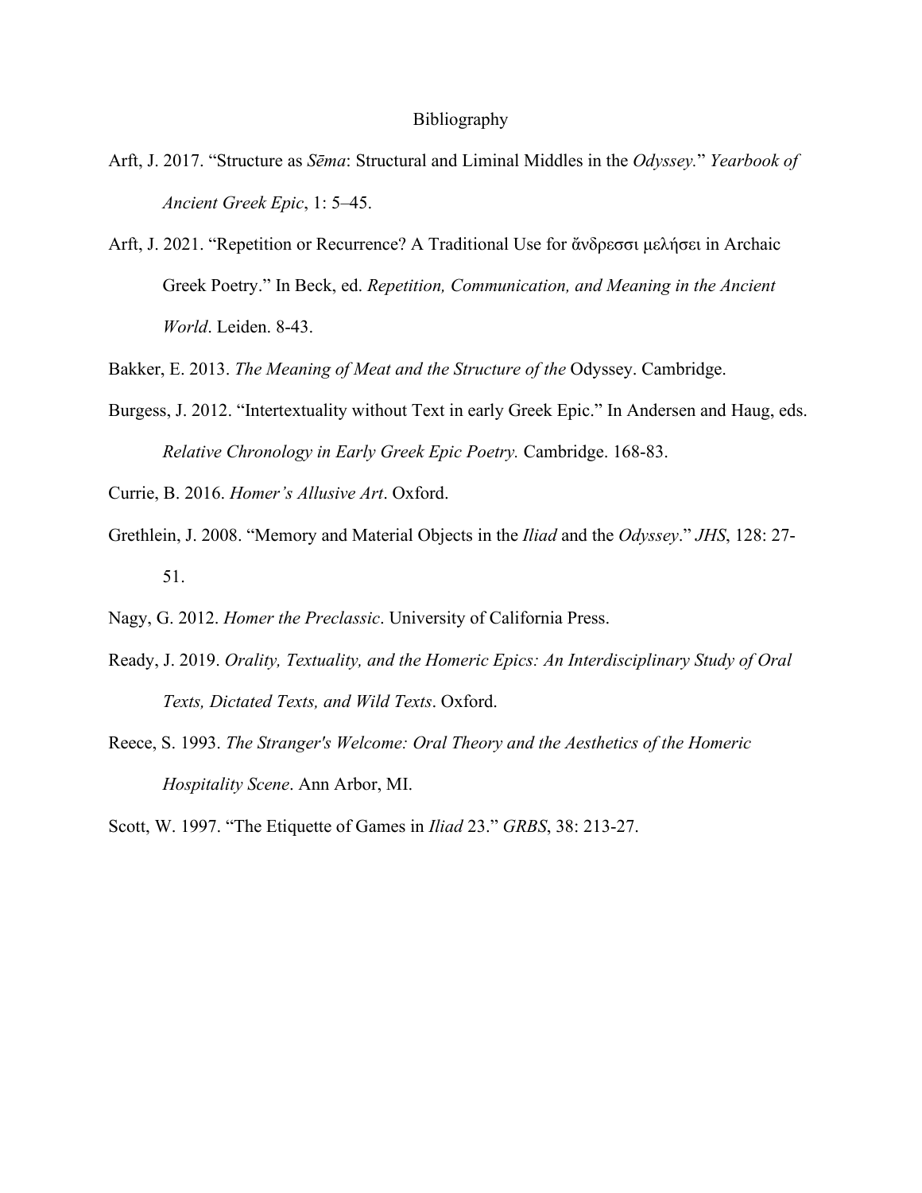# Bibliography

Arft, J. 2017. "Structure as *Sēma*: Structural and Liminal Middles in the *Odyssey.*" *Yearbook of Ancient Greek Epic*, 1: 5–45.

Arft, J. 2021. "Repetition or Recurrence? A Traditional Use for ἄνδρεσσι μελήσει in Archaic Greek Poetry." In Beck, ed. *Repetition, Communication, and Meaning in the Ancient World*. Leiden. 8-43.

Bakker, E. 2013. *The Meaning of Meat and the Structure of the* Odyssey. Cambridge.

Burgess, J. 2012. "Intertextuality without Text in early Greek Epic." In Andersen and Haug, eds. *Relative Chronology in Early Greek Epic Poetry.* Cambridge. 168-83.

Currie, B. 2016. *Homer's Allusive Art*. Oxford.

Grethlein, J. 2008. "Memory and Material Objects in the *Iliad* and the *Odyssey*." *JHS*, 128: 27-51.

Nagy, G. 2012. *Homer the Preclassic*. University of California Press.

Ready, J. 2019. *Orality, Textuality, and the Homeric Epics: An Interdisciplinary Study of Oral Texts, Dictated Texts, and Wild Texts*. Oxford.

Reece, S. 1993. *The Stranger's Welcome: Oral Theory and the Aesthetics of the Homeric Hospitality Scene*. Ann Arbor, MI.

Scott, W. 1997. "The Etiquette of Games in *Iliad* 23." *GRBS*, 38: 213-27.